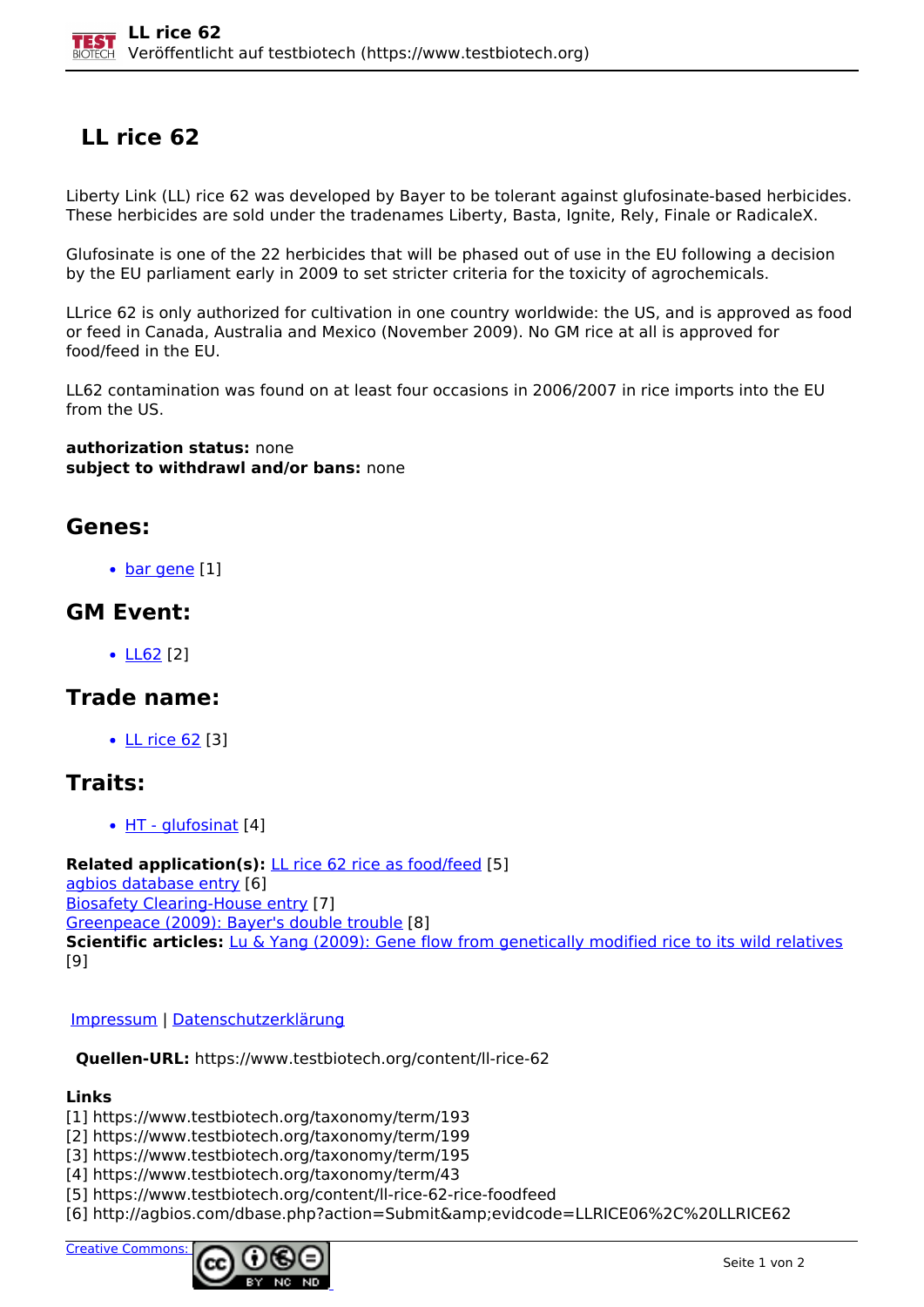# LL rice 62

Liberty Link (LL) rice 62 was developed by Bayer to be tolerant against glufosinate-based herbicides. These herbicides are sold under the tradenames Liberty, Basta, Ignite, Rely, Finale or RadicaleX.

Glufosinate is one of the 22 herbicides that will be phased out of use in the EU following a decision by the EU parliament early in 2009 to set stricter criteria for the toxicity of agrochemicals.

LLrice 62 is only authorized for cultivation in one country worldwide: the US, and is approved as food or feed in Canada, Australia and Mexico (November 2009). No GM rice at all is approved for food/feed in the EU.

LL62 contamination was found on at least four occasions in 2006/2007 in rice imports into the EU from the US.

**authorization status:** none
**subject to withdrawl and/or bans:** none

## Genes:

- bar gene [1]

## GM Event:

- LL62 [2]

## Trade name:

- LL rice 62 [3]

## Traits:

- HT - glufosinat [4]

**Related application(s):** LL rice 62 rice as food/feed [5]
agbios database entry [6]
Biosafety Clearing-House entry [7]
Greenpeace (2009): Bayer's double trouble [8]
**Scientific articles:** Lu & Yang (2009): Gene flow from genetically modified rice to its wild relatives [9]

Impressum | Datenschutzerklärung

**Quellen-URL:** https://www.testbiotech.org/content/ll-rice-62

**Links**
[1] https://www.testbiotech.org/taxonomy/term/193
[2] https://www.testbiotech.org/taxonomy/term/199
[3] https://www.testbiotech.org/taxonomy/term/195
[4] https://www.testbiotech.org/taxonomy/term/43
[5] https://www.testbiotech.org/content/ll-rice-62-rice-foodfeed
[6] http://agbios.com/dbase.php?action=Submit&amp;evidcode=LLRICE06%2C%20LLRICE62

Creative Commons: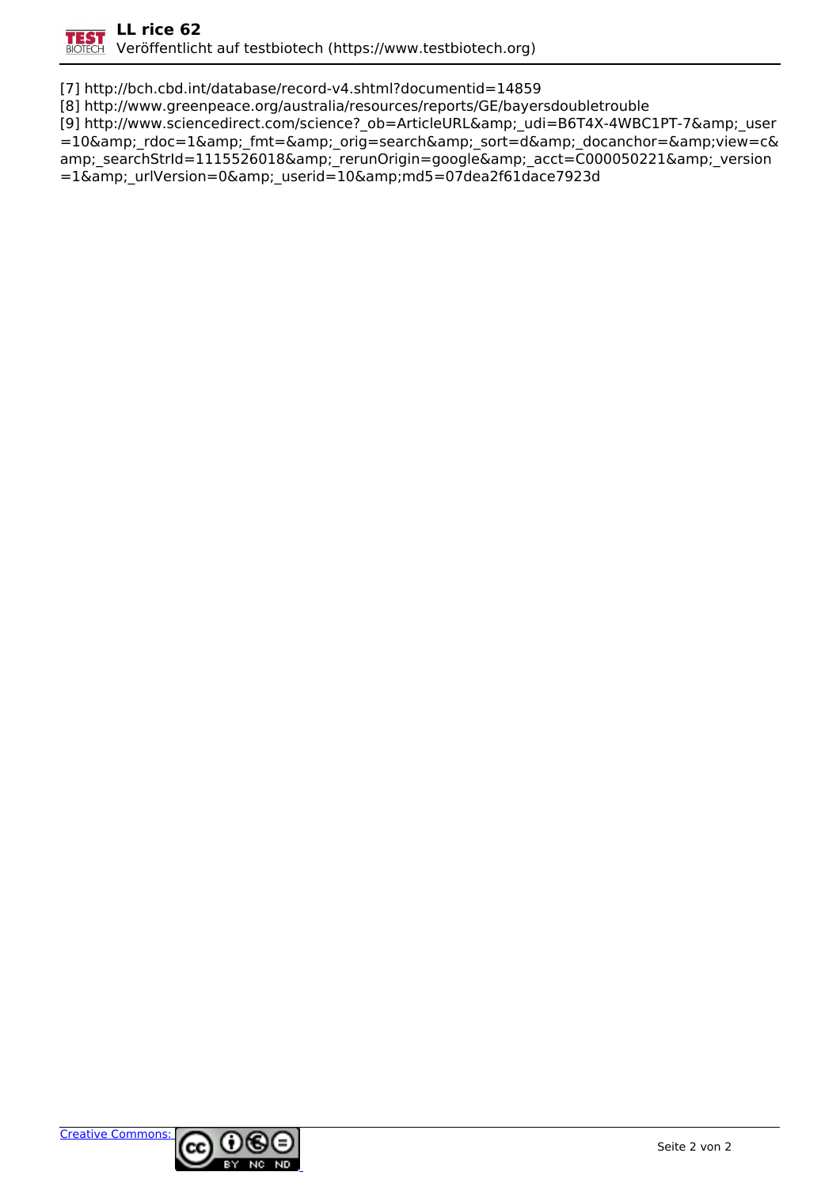[7] http://bch.cbd.int/database/record-v4.shtml?documentid=14859
[8] http://www.greenpeace.org/australia/resources/reports/GE/bayersdoubletrouble
[9] http://www.sciencedirect.com/science?_ob=ArticleURL&amp;_udi=B6T4X-4WBC1PT-7&amp;_user=10&amp;_rdoc=1&amp;_fmt=&amp;_orig=search&amp;_sort=d&amp;_docanchor=&amp;view=c&amp;_searchStrId=1115526018&amp;_rerunOrigin=google&amp;_acct=C000050221&amp;_version=1&amp;_urlVersion=0&amp;_userid=10&amp;md5=07dea2f61dace7923d